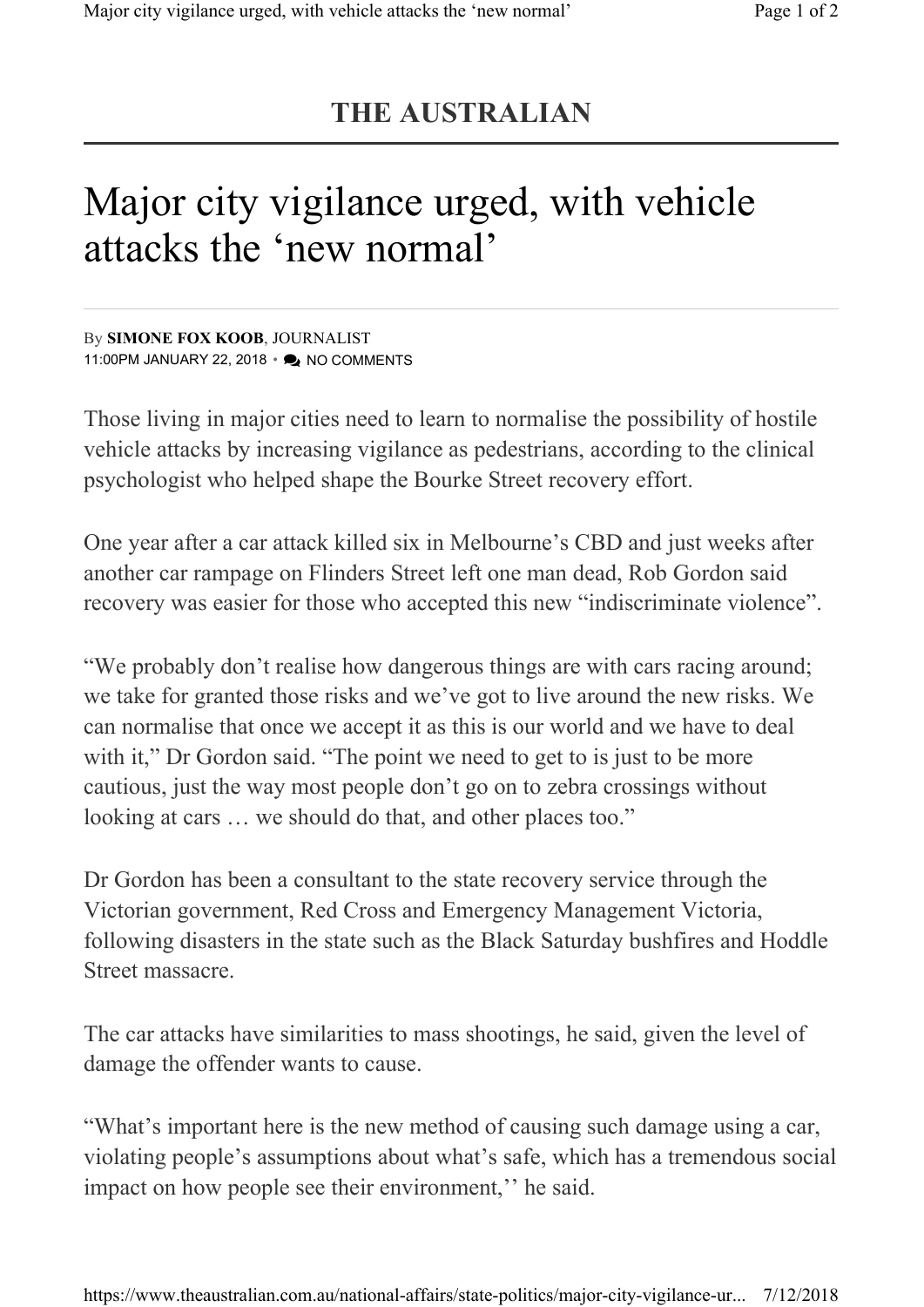# THE AUSTRALIAN

# Major city vigilance urged, with vehicle attacks the 'new normal'

By **SIMONE FOX KOOB**, JOURNALIST
11:00PM JANUARY 22, 2018 • NO COMMENTS

Those living in major cities need to learn to normalise the possibility of hostile vehicle attacks by increasing vigilance as pedestrians, according to the clinical psychologist who helped shape the Bourke Street recovery effort.

One year after a car attack killed six in Melbourne's CBD and just weeks after another car rampage on Flinders Street left one man dead, Rob Gordon said recovery was easier for those who accepted this new "indiscriminate violence".

"We probably don't realise how dangerous things are with cars racing around; we take for granted those risks and we've got to live around the new risks. We can normalise that once we accept it as this is our world and we have to deal with it," Dr Gordon said. "The point we need to get to is just to be more cautious, just the way most people don't go on to zebra crossings without looking at cars … we should do that, and other places too."

Dr Gordon has been a consultant to the state recovery service through the Victorian government, Red Cross and Emergency Management Victoria, following disasters in the state such as the Black Saturday bushfires and Hoddle Street massacre.

The car attacks have similarities to mass shootings, he said, given the level of damage the offender wants to cause.

"What's important here is the new method of causing such damage using a car, violating people's assumptions about what's safe, which has a tremendous social impact on how people see their environment,'' he said.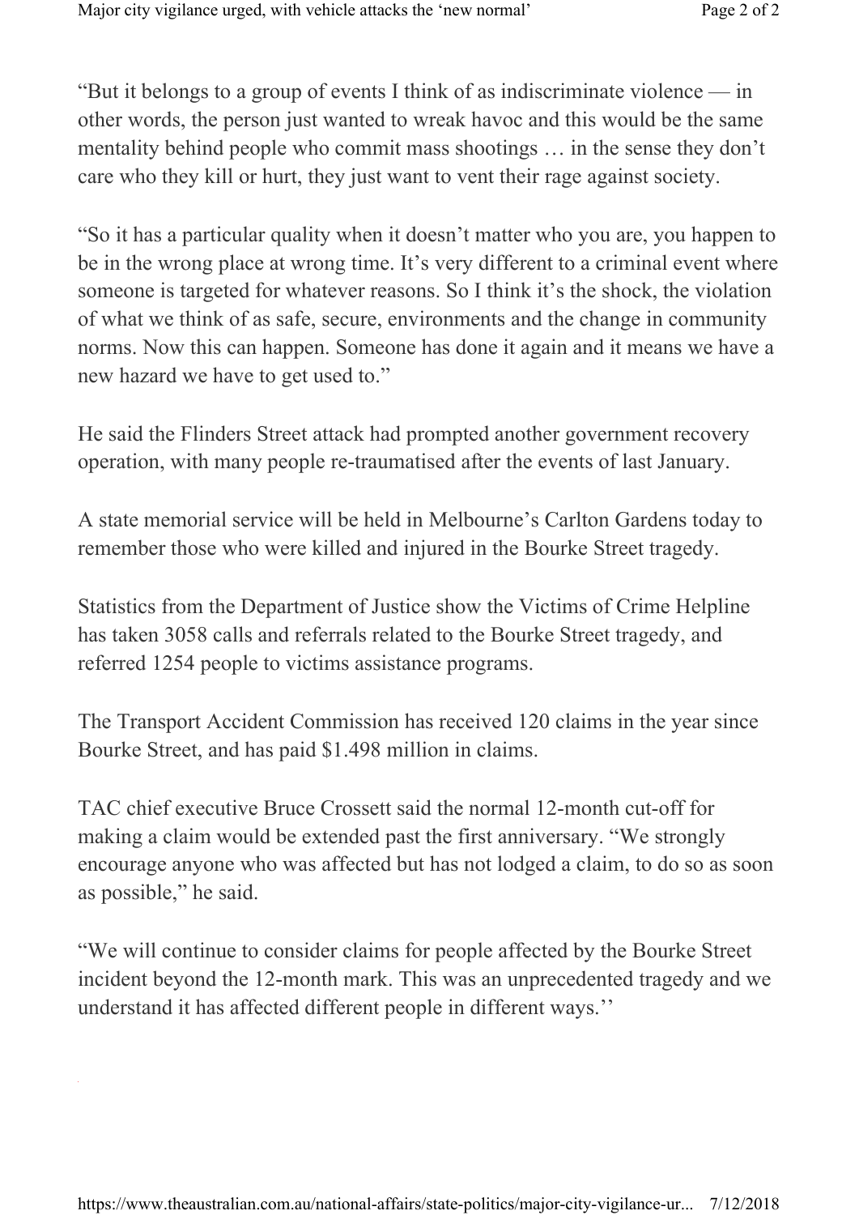"But it belongs to a group of events I think of as indiscriminate violence — in other words, the person just wanted to wreak havoc and this would be the same mentality behind people who commit mass shootings … in the sense they don't care who they kill or hurt, they just want to vent their rage against society.

"So it has a particular quality when it doesn't matter who you are, you happen to be in the wrong place at wrong time. It's very different to a criminal event where someone is targeted for whatever reasons. So I think it's the shock, the violation of what we think of as safe, secure, environments and the change in community norms. Now this can happen. Someone has done it again and it means we have a new hazard we have to get used to."

He said the Flinders Street attack had prompted another government recovery operation, with many people re-traumatised after the events of last January.

A state memorial service will be held in Melbourne's Carlton Gardens today to remember those who were killed and injured in the Bourke Street tragedy.

Statistics from the Department of Justice show the Victims of Crime Helpline has taken 3058 calls and referrals related to the Bourke Street tragedy, and referred 1254 people to victims assistance programs.

The Transport Accident Commission has received 120 claims in the year since Bourke Street, and has paid $1.498 million in claims.

TAC chief executive Bruce Crossett said the normal 12-month cut-off for making a claim would be extended past the first anniversary. "We strongly encourage anyone who was affected but has not lodged a claim, to do so as soon as possible," he said.

"We will continue to consider claims for people affected by the Bourke Street incident beyond the 12-month mark. This was an unprecedented tragedy and we understand it has affected different people in different ways.''